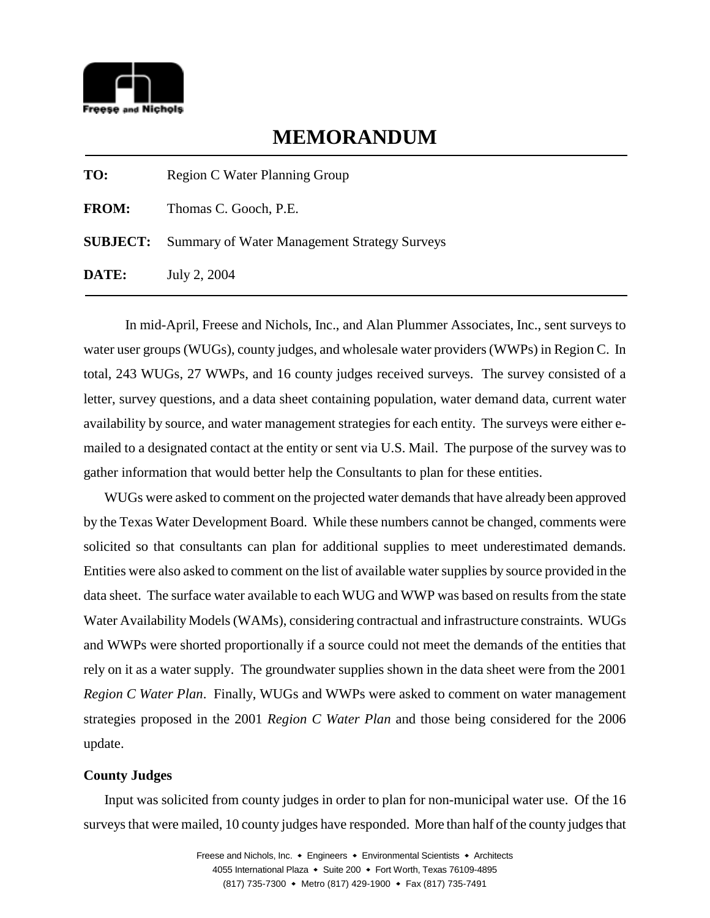# MEMORANDUM

**TO:** Region C Water Planning Group

**FROM:** Thomas C. Gooch, P.E.

**SUBJECT:** Summary of Water Management Strategy Surveys

**DATE:** July 2, 2004

In mid-April, Freese and Nichols, Inc., and Alan Plummer Associates, Inc., sent surveys to water user groups (WUGs), county judges, and wholesale water providers (WWPs) in Region C. In total, 243 WUGs, 27 WWPs, and 16 county judges received surveys. The survey consisted of a letter, survey questions, and a data sheet containing population, water demand data, current water availability by source, and water management strategies for each entity. The surveys were either e-mailed to a designated contact at the entity or sent via U.S. Mail. The purpose of the survey was to gather information that would better help the Consultants to plan for these entities.

WUGs were asked to comment on the projected water demands that have already been approved by the Texas Water Development Board. While these numbers cannot be changed, comments were solicited so that consultants can plan for additional supplies to meet underestimated demands. Entities were also asked to comment on the list of available water supplies by source provided in the data sheet. The surface water available to each WUG and WWP was based on results from the state Water Availability Models (WAMs), considering contractual and infrastructure constraints. WUGs and WWPs were shorted proportionally if a source could not meet the demands of the entities that rely on it as a water supply. The groundwater supplies shown in the data sheet were from the 2001 *Region C Water Plan*. Finally, WUGs and WWPs were asked to comment on water management strategies proposed in the 2001 *Region C Water Plan* and those being considered for the 2006 update.

**County Judges**

Input was solicited from county judges in order to plan for non-municipal water use. Of the 16 surveys that were mailed, 10 county judges have responded. More than half of the county judges that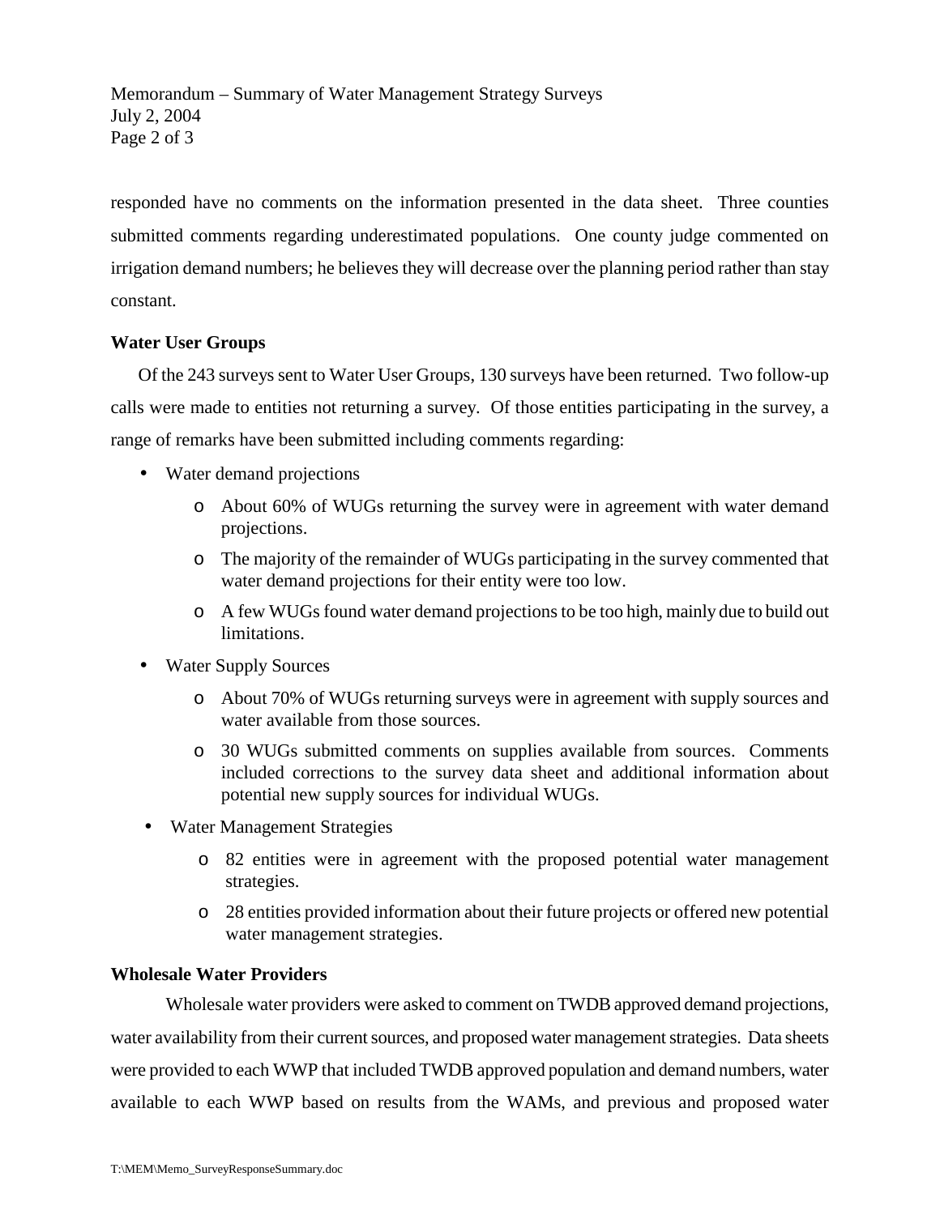responded have no comments on the information presented in the data sheet. Three counties submitted comments regarding underestimated populations. One county judge commented on irrigation demand numbers; he believes they will decrease over the planning period rather than stay constant.

**Water User Groups**

Of the 243 surveys sent to Water User Groups, 130 surveys have been returned. Two follow-up calls were made to entities not returning a survey. Of those entities participating in the survey, a range of remarks have been submitted including comments regarding:

- Water demand projections
  - About 60% of WUGs returning the survey were in agreement with water demand projections.
  - The majority of the remainder of WUGs participating in the survey commented that water demand projections for their entity were too low.
  - A few WUGs found water demand projections to be too high, mainly due to build out limitations.
- Water Supply Sources
  - About 70% of WUGs returning surveys were in agreement with supply sources and water available from those sources.
  - 30 WUGs submitted comments on supplies available from sources. Comments included corrections to the survey data sheet and additional information about potential new supply sources for individual WUGs.
- Water Management Strategies
  - 82 entities were in agreement with the proposed potential water management strategies.
  - 28 entities provided information about their future projects or offered new potential water management strategies.

**Wholesale Water Providers**

Wholesale water providers were asked to comment on TWDB approved demand projections, water availability from their current sources, and proposed water management strategies. Data sheets were provided to each WWP that included TWDB approved population and demand numbers, water available to each WWP based on results from the WAMs, and previous and proposed water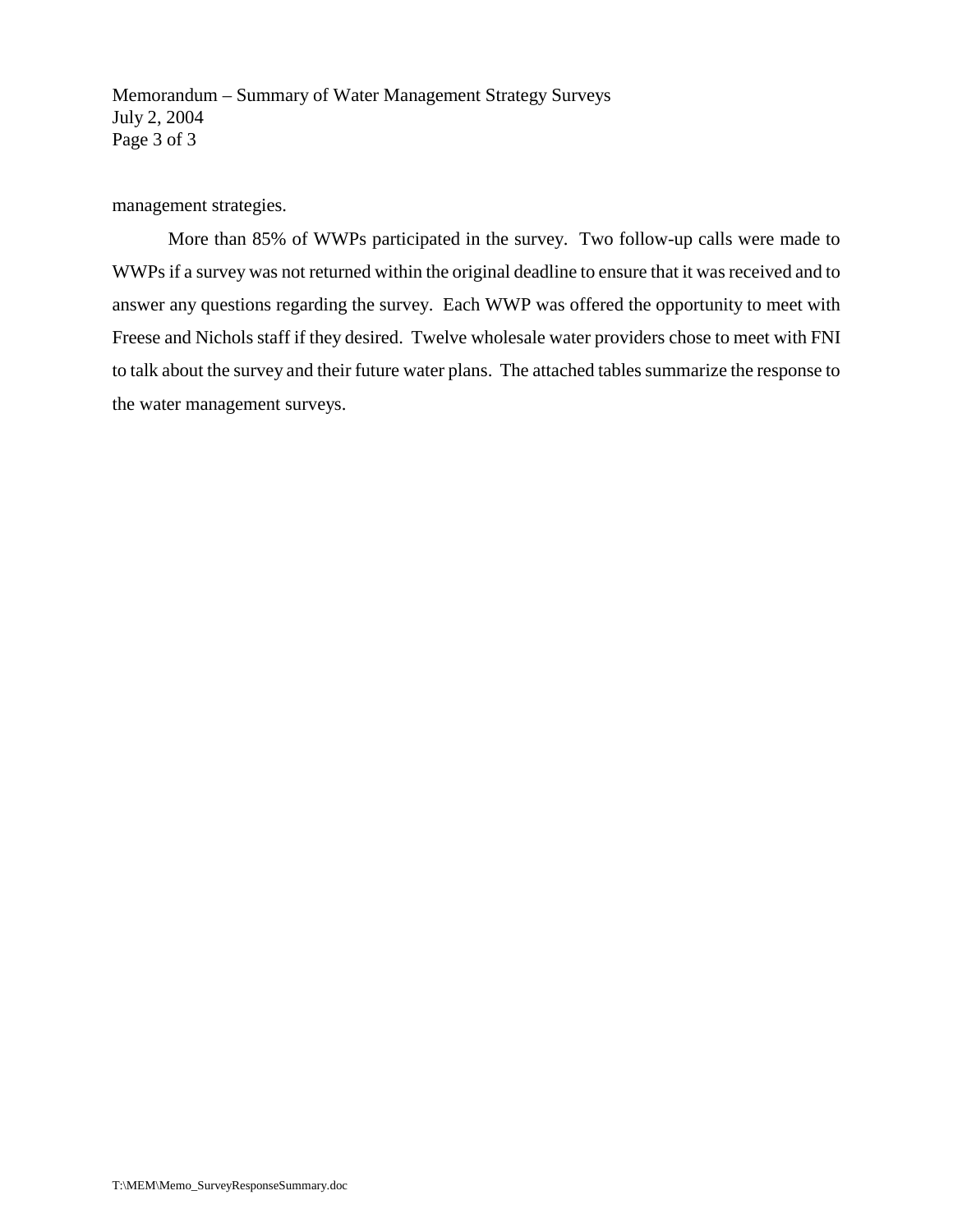management strategies.

More than 85% of WWPs participated in the survey. Two follow-up calls were made to WWPs if a survey was not returned within the original deadline to ensure that it was received and to answer any questions regarding the survey. Each WWP was offered the opportunity to meet with Freese and Nichols staff if they desired. Twelve wholesale water providers chose to meet with FNI to talk about the survey and their future water plans. The attached tables summarize the response to the water management surveys.